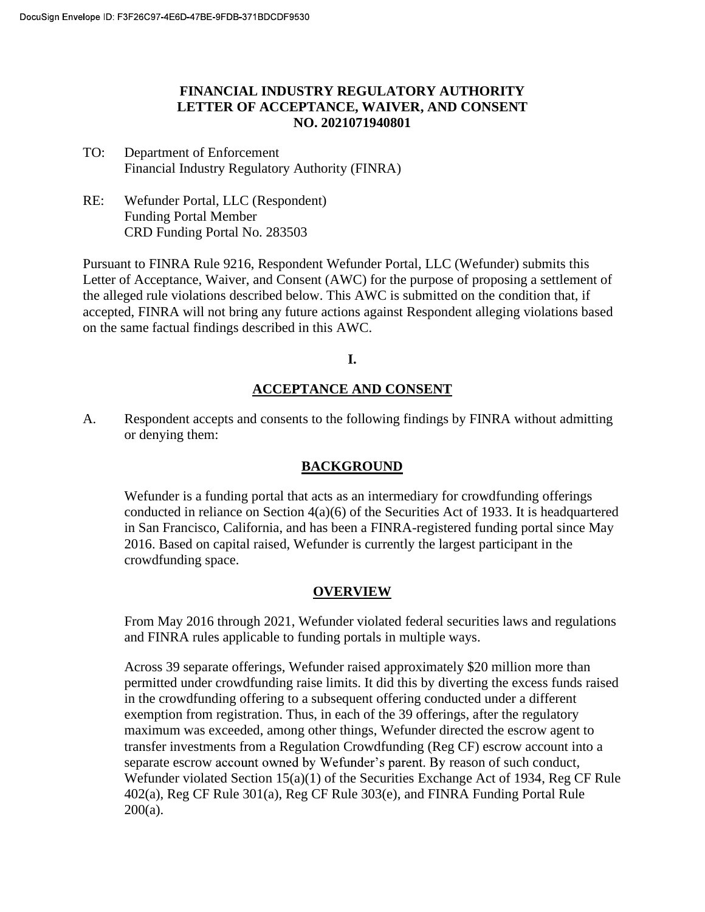# FINANCIAL INDUSTRY REGULATORY AUTHORITY LETTER OF ACCEPTANCE, WAIVER, AND CONSENT NO. 2021071940801

TO: Department of Enforcement
Financial Industry Regulatory Authority (FINRA)

RE: Wefunder Portal, LLC (Respondent)
Funding Portal Member
CRD Funding Portal No. 283503

Pursuant to FINRA Rule 9216, Respondent Wefunder Portal, LLC (Wefunder) submits this Letter of Acceptance, Waiver, and Consent (AWC) for the purpose of proposing a settlement of the alleged rule violations described below. This AWC is submitted on the condition that, if accepted, FINRA will not bring any future actions against Respondent alleging violations based on the same factual findings described in this AWC.

## I.

## ACCEPTANCE AND CONSENT

A. Respondent accepts and consents to the following findings by FINRA without admitting or denying them:

### BACKGROUND

Wefunder is a funding portal that acts as an intermediary for crowdfunding offerings conducted in reliance on Section 4(a)(6) of the Securities Act of 1933. It is headquartered in San Francisco, California, and has been a FINRA-registered funding portal since May 2016. Based on capital raised, Wefunder is currently the largest participant in the crowdfunding space.

### OVERVIEW

From May 2016 through 2021, Wefunder violated federal securities laws and regulations and FINRA rules applicable to funding portals in multiple ways.

Across 39 separate offerings, Wefunder raised approximately $20 million more than permitted under crowdfunding raise limits. It did this by diverting the excess funds raised in the crowdfunding offering to a subsequent offering conducted under a different exemption from registration. Thus, in each of the 39 offerings, after the regulatory maximum was exceeded, among other things, Wefunder directed the escrow agent to transfer investments from a Regulation Crowdfunding (Reg CF) escrow account into a separate escrow account owned by Wefunder's parent. By reason of such conduct, Wefunder violated Section 15(a)(1) of the Securities Exchange Act of 1934, Reg CF Rule 402(a), Reg CF Rule 301(a), Reg CF Rule 303(e), and FINRA Funding Portal Rule 200(a).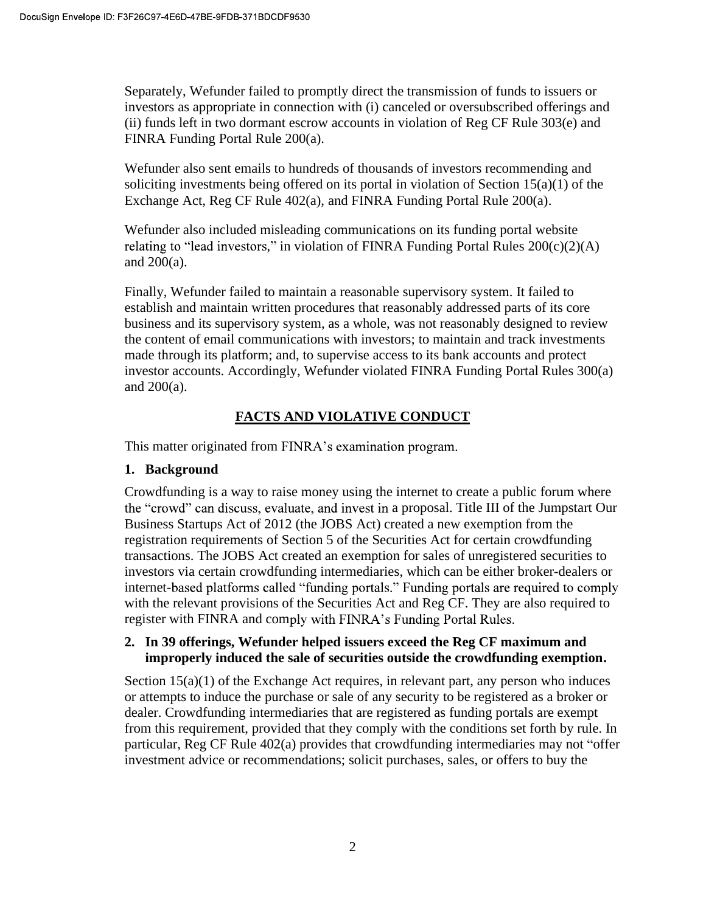Separately, Wefunder failed to promptly direct the transmission of funds to issuers or investors as appropriate in connection with (i) canceled or oversubscribed offerings and (ii) funds left in two dormant escrow accounts in violation of Reg CF Rule 303(e) and FINRA Funding Portal Rule 200(a).

Wefunder also sent emails to hundreds of thousands of investors recommending and soliciting investments being offered on its portal in violation of Section 15(a)(1) of the Exchange Act, Reg CF Rule 402(a), and FINRA Funding Portal Rule 200(a).

Wefunder also included misleading communications on its funding portal website relating to "lead investors," in violation of FINRA Funding Portal Rules 200(c)(2)(A) and 200(a).

Finally, Wefunder failed to maintain a reasonable supervisory system. It failed to establish and maintain written procedures that reasonably addressed parts of its core business and its supervisory system, as a whole, was not reasonably designed to review the content of email communications with investors; to maintain and track investments made through its platform; and, to supervise access to its bank accounts and protect investor accounts. Accordingly, Wefunder violated FINRA Funding Portal Rules 300(a) and 200(a).

## FACTS AND VIOLATIVE CONDUCT

This matter originated from FINRA's examination program.

### 1. Background

Crowdfunding is a way to raise money using the internet to create a public forum where the "crowd" can discuss, evaluate, and invest in a proposal. Title III of the Jumpstart Our Business Startups Act of 2012 (the JOBS Act) created a new exemption from the registration requirements of Section 5 of the Securities Act for certain crowdfunding transactions. The JOBS Act created an exemption for sales of unregistered securities to investors via certain crowdfunding intermediaries, which can be either broker-dealers or internet-based platforms called "funding portals." Funding portals are required to comply with the relevant provisions of the Securities Act and Reg CF. They are also required to register with FINRA and comply with FINRA's Funding Portal Rules.

### 2. In 39 offerings, Wefunder helped issuers exceed the Reg CF maximum and improperly induced the sale of securities outside the crowdfunding exemption.

Section 15(a)(1) of the Exchange Act requires, in relevant part, any person who induces or attempts to induce the purchase or sale of any security to be registered as a broker or dealer. Crowdfunding intermediaries that are registered as funding portals are exempt from this requirement, provided that they comply with the conditions set forth by rule. In particular, Reg CF Rule 402(a) provides that crowdfunding intermediaries may not "offer investment advice or recommendations; solicit purchases, sales, or offers to buy the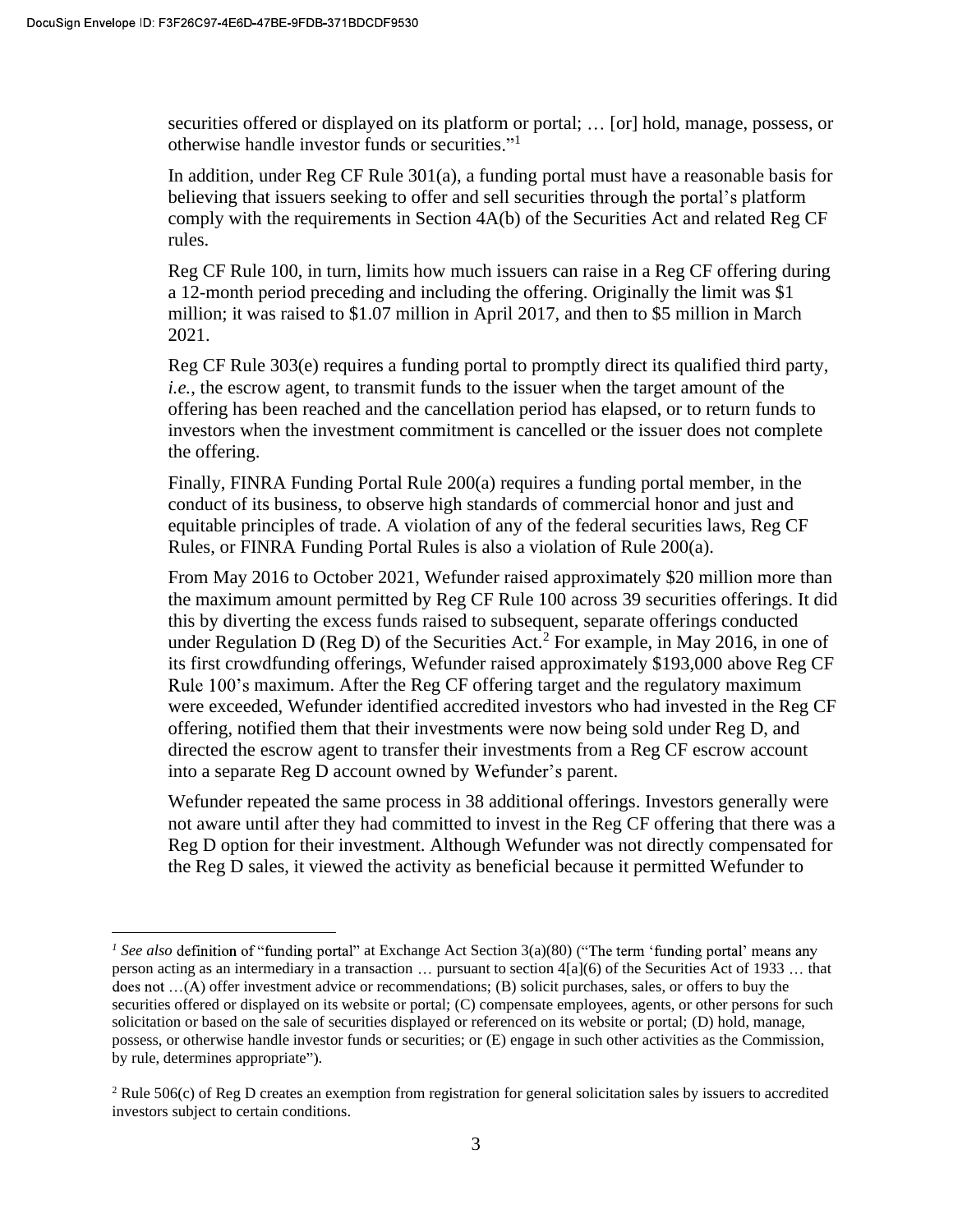securities offered or displayed on its platform or portal; … [or] hold, manage, possess, or otherwise handle investor funds or securities."[1]

In addition, under Reg CF Rule 301(a), a funding portal must have a reasonable basis for believing that issuers seeking to offer and sell securities through the portal's platform comply with the requirements in Section 4A(b) of the Securities Act and related Reg CF rules.

Reg CF Rule 100, in turn, limits how much issuers can raise in a Reg CF offering during a 12-month period preceding and including the offering. Originally the limit was $1 million; it was raised to $1.07 million in April 2017, and then to $5 million in March 2021.

Reg CF Rule 303(e) requires a funding portal to promptly direct its qualified third party, *i.e.*, the escrow agent, to transmit funds to the issuer when the target amount of the offering has been reached and the cancellation period has elapsed, or to return funds to investors when the investment commitment is cancelled or the issuer does not complete the offering.

Finally, FINRA Funding Portal Rule 200(a) requires a funding portal member, in the conduct of its business, to observe high standards of commercial honor and just and equitable principles of trade. A violation of any of the federal securities laws, Reg CF Rules, or FINRA Funding Portal Rules is also a violation of Rule 200(a).

From May 2016 to October 2021, Wefunder raised approximately $20 million more than the maximum amount permitted by Reg CF Rule 100 across 39 securities offerings. It did this by diverting the excess funds raised to subsequent, separate offerings conducted under Regulation D (Reg D) of the Securities Act.[2] For example, in May 2016, in one of its first crowdfunding offerings, Wefunder raised approximately $193,000 above Reg CF Rule 100's maximum. After the Reg CF offering target and the regulatory maximum were exceeded, Wefunder identified accredited investors who had invested in the Reg CF offering, notified them that their investments were now being sold under Reg D, and directed the escrow agent to transfer their investments from a Reg CF escrow account into a separate Reg D account owned by Wefunder's parent.

Wefunder repeated the same process in 38 additional offerings. Investors generally were not aware until after they had committed to invest in the Reg CF offering that there was a Reg D option for their investment. Although Wefunder was not directly compensated for the Reg D sales, it viewed the activity as beneficial because it permitted Wefunder to

---

[1] *See also* definition of "funding portal" at Exchange Act Section 3(a)(80) ("The term 'funding portal' means any person acting as an intermediary in a transaction … pursuant to section 4[a](6) of the Securities Act of 1933 … that does not …(A) offer investment advice or recommendations; (B) solicit purchases, sales, or offers to buy the securities offered or displayed on its website or portal; (C) compensate employees, agents, or other persons for such solicitation or based on the sale of securities displayed or referenced on its website or portal; (D) hold, manage, possess, or otherwise handle investor funds or securities; or (E) engage in such other activities as the Commission, by rule, determines appropriate").

[2] Rule 506(c) of Reg D creates an exemption from registration for general solicitation sales by issuers to accredited investors subject to certain conditions.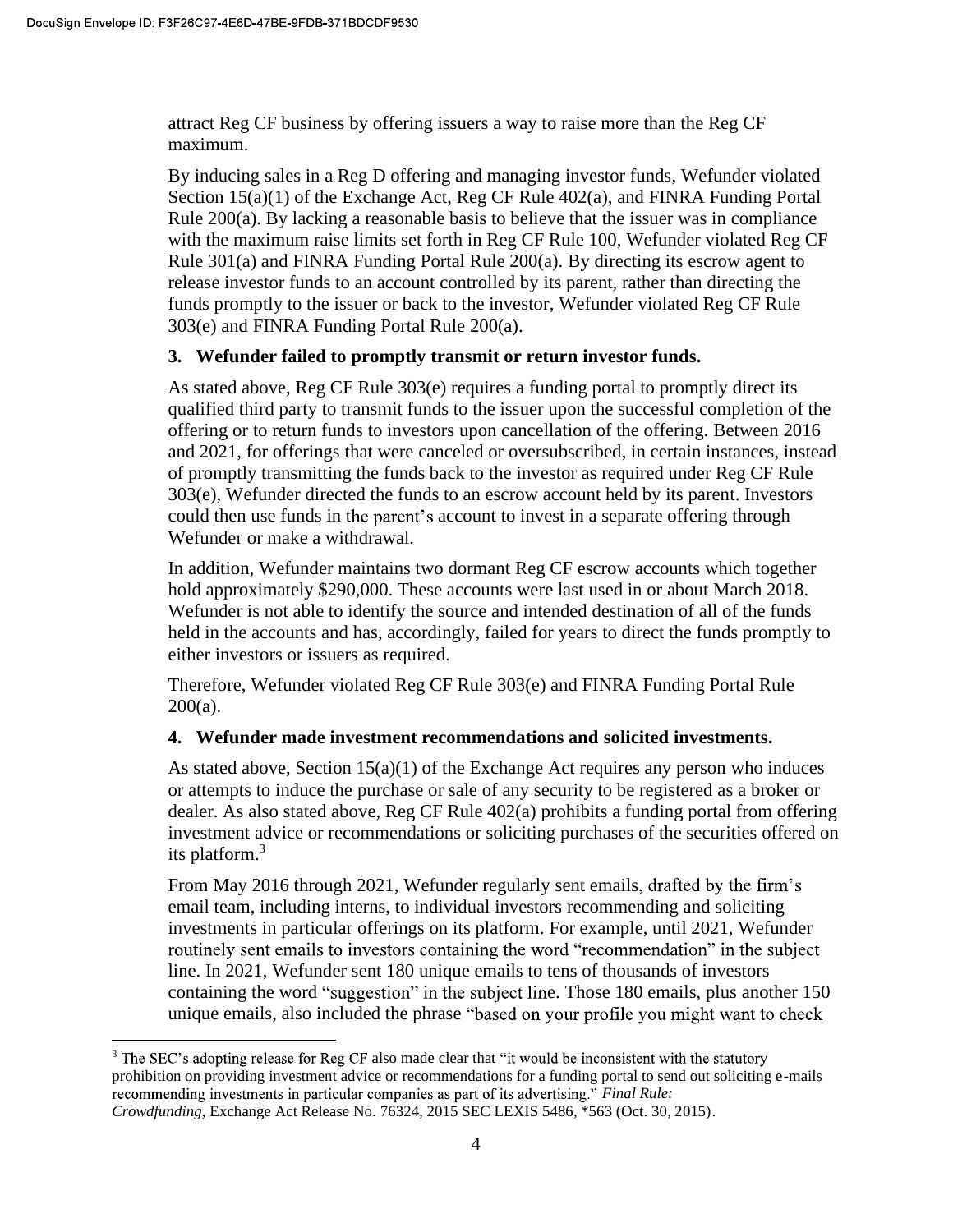attract Reg CF business by offering issuers a way to raise more than the Reg CF maximum.

By inducing sales in a Reg D offering and managing investor funds, Wefunder violated Section 15(a)(1) of the Exchange Act, Reg CF Rule 402(a), and FINRA Funding Portal Rule 200(a). By lacking a reasonable basis to believe that the issuer was in compliance with the maximum raise limits set forth in Reg CF Rule 100, Wefunder violated Reg CF Rule 301(a) and FINRA Funding Portal Rule 200(a). By directing its escrow agent to release investor funds to an account controlled by its parent, rather than directing the funds promptly to the issuer or back to the investor, Wefunder violated Reg CF Rule 303(e) and FINRA Funding Portal Rule 200(a).

**3. Wefunder failed to promptly transmit or return investor funds.**

As stated above, Reg CF Rule 303(e) requires a funding portal to promptly direct its qualified third party to transmit funds to the issuer upon the successful completion of the offering or to return funds to investors upon cancellation of the offering. Between 2016 and 2021, for offerings that were canceled or oversubscribed, in certain instances, instead of promptly transmitting the funds back to the investor as required under Reg CF Rule 303(e), Wefunder directed the funds to an escrow account held by its parent. Investors could then use funds in the parent's account to invest in a separate offering through Wefunder or make a withdrawal.

In addition, Wefunder maintains two dormant Reg CF escrow accounts which together hold approximately $290,000. These accounts were last used in or about March 2018. Wefunder is not able to identify the source and intended destination of all of the funds held in the accounts and has, accordingly, failed for years to direct the funds promptly to either investors or issuers as required.

Therefore, Wefunder violated Reg CF Rule 303(e) and FINRA Funding Portal Rule 200(a).

**4. Wefunder made investment recommendations and solicited investments.**

As stated above, Section 15(a)(1) of the Exchange Act requires any person who induces or attempts to induce the purchase or sale of any security to be registered as a broker or dealer. As also stated above, Reg CF Rule 402(a) prohibits a funding portal from offering investment advice or recommendations or soliciting purchases of the securities offered on its platform.[3]

From May 2016 through 2021, Wefunder regularly sent emails, drafted by the firm's email team, including interns, to individual investors recommending and soliciting investments in particular offerings on its platform. For example, until 2021, Wefunder routinely sent emails to investors containing the word "recommendation" in the subject line. In 2021, Wefunder sent 180 unique emails to tens of thousands of investors containing the word "suggestion" in the subject line. Those 180 emails, plus another 150 unique emails, also included the phrase "based on your profile you might want to check

---

[3] The SEC's adopting release for Reg CF also made clear that "it would be inconsistent with the statutory prohibition on providing investment advice or recommendations for a funding portal to send out soliciting e-mails recommending investments in particular companies as part of its advertising." *Final Rule: Crowdfunding*, Exchange Act Release No. 76324, 2015 SEC LEXIS 5486, *563 (Oct. 30, 2015).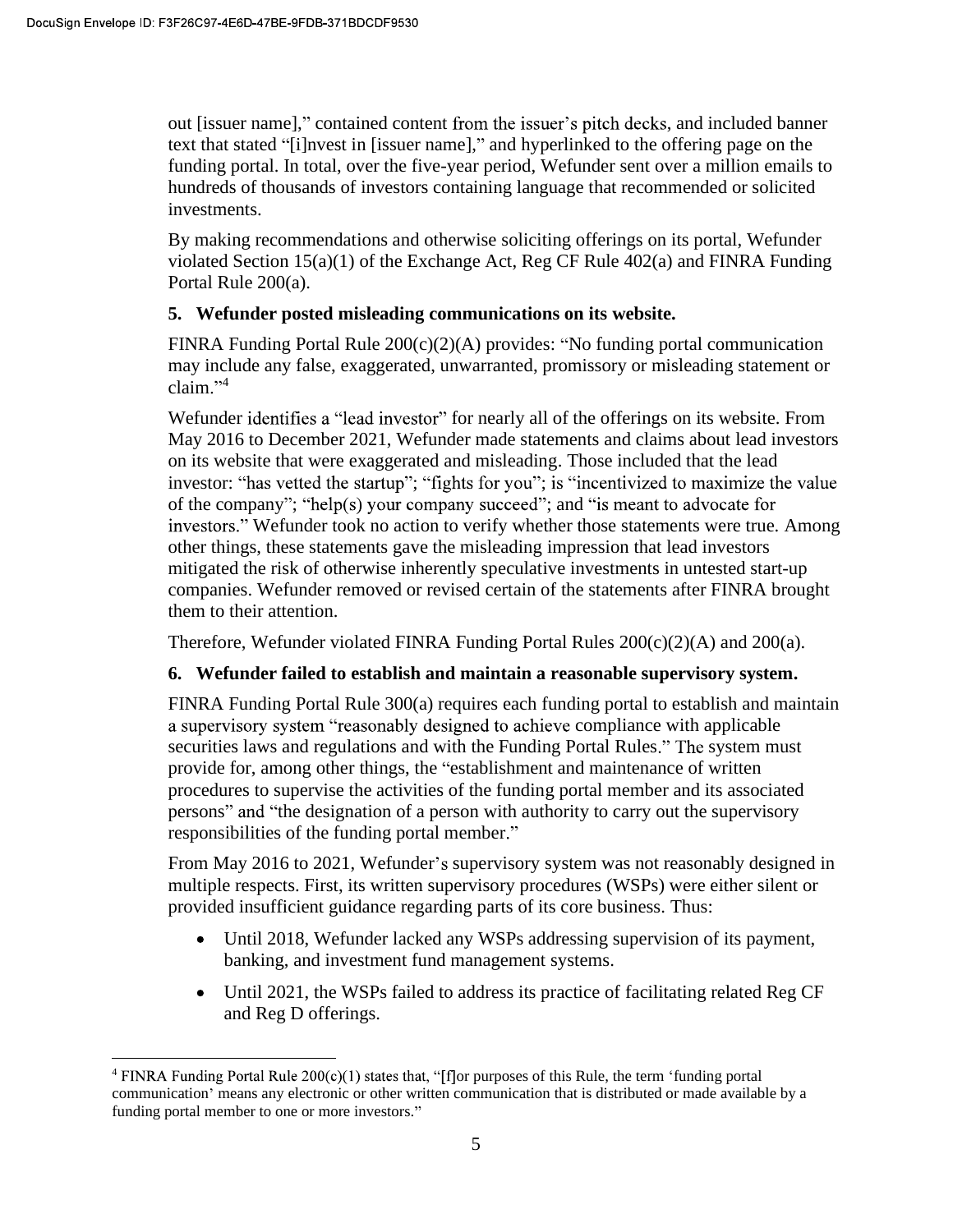out [issuer name]," contained content from the issuer's pitch decks, and included banner text that stated "[i]nvest in [issuer name]," and hyperlinked to the offering page on the funding portal. In total, over the five-year period, Wefunder sent over a million emails to hundreds of thousands of investors containing language that recommended or solicited investments.

By making recommendations and otherwise soliciting offerings on its portal, Wefunder violated Section 15(a)(1) of the Exchange Act, Reg CF Rule 402(a) and FINRA Funding Portal Rule 200(a).

### 5. Wefunder posted misleading communications on its website.

FINRA Funding Portal Rule 200(c)(2)(A) provides: "No funding portal communication may include any false, exaggerated, unwarranted, promissory or misleading statement or claim."[4]

Wefunder identifies a "lead investor" for nearly all of the offerings on its website. From May 2016 to December 2021, Wefunder made statements and claims about lead investors on its website that were exaggerated and misleading. Those included that the lead investor: "has vetted the startup"; "fights for you"; is "incentivized to maximize the value of the company"; "help(s) your company succeed"; and "is meant to advocate for investors." Wefunder took no action to verify whether those statements were true. Among other things, these statements gave the misleading impression that lead investors mitigated the risk of otherwise inherently speculative investments in untested start-up companies. Wefunder removed or revised certain of the statements after FINRA brought them to their attention.

Therefore, Wefunder violated FINRA Funding Portal Rules 200(c)(2)(A) and 200(a).

### 6. Wefunder failed to establish and maintain a reasonable supervisory system.

FINRA Funding Portal Rule 300(a) requires each funding portal to establish and maintain a supervisory system "reasonably designed to achieve compliance with applicable securities laws and regulations and with the Funding Portal Rules." The system must provide for, among other things, the "establishment and maintenance of written procedures to supervise the activities of the funding portal member and its associated persons" and "the designation of a person with authority to carry out the supervisory responsibilities of the funding portal member."

From May 2016 to 2021, Wefunder's supervisory system was not reasonably designed in multiple respects. First, its written supervisory procedures (WSPs) were either silent or provided insufficient guidance regarding parts of its core business. Thus:

- Until 2018, Wefunder lacked any WSPs addressing supervision of its payment, banking, and investment fund management systems.
- Until 2021, the WSPs failed to address its practice of facilitating related Reg CF and Reg D offerings.

---

[4] FINRA Funding Portal Rule 200(c)(1) states that, "[f]or purposes of this Rule, the term 'funding portal communication' means any electronic or other written communication that is distributed or made available by a funding portal member to one or more investors."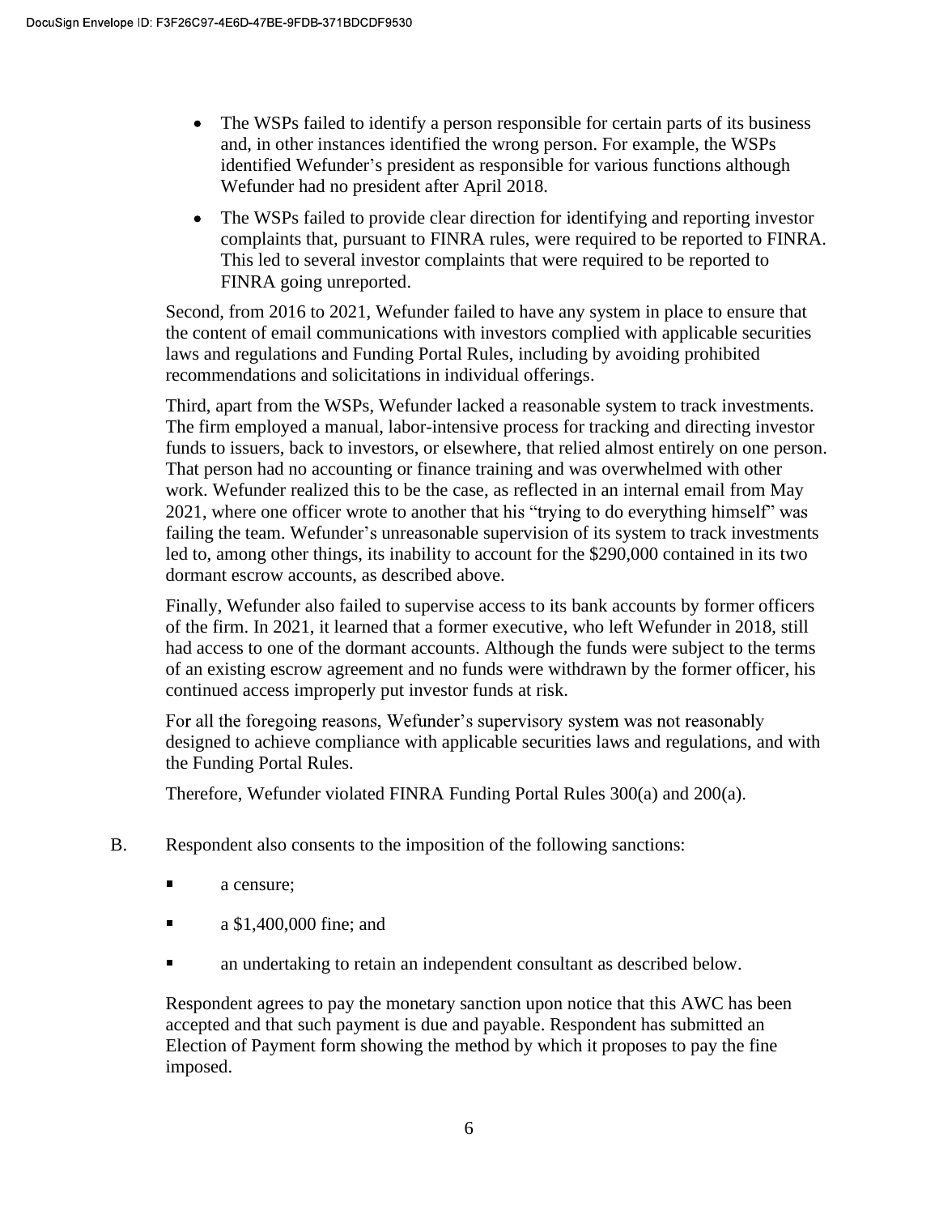- The WSPs failed to identify a person responsible for certain parts of its business and, in other instances identified the wrong person. For example, the WSPs identified Wefunder's president as responsible for various functions although Wefunder had no president after April 2018.
- The WSPs failed to provide clear direction for identifying and reporting investor complaints that, pursuant to FINRA rules, were required to be reported to FINRA. This led to several investor complaints that were required to be reported to FINRA going unreported.

Second, from 2016 to 2021, Wefunder failed to have any system in place to ensure that the content of email communications with investors complied with applicable securities laws and regulations and Funding Portal Rules, including by avoiding prohibited recommendations and solicitations in individual offerings.

Third, apart from the WSPs, Wefunder lacked a reasonable system to track investments. The firm employed a manual, labor-intensive process for tracking and directing investor funds to issuers, back to investors, or elsewhere, that relied almost entirely on one person. That person had no accounting or finance training and was overwhelmed with other work. Wefunder realized this to be the case, as reflected in an internal email from May 2021, where one officer wrote to another that his "trying to do everything himself" was failing the team. Wefunder's unreasonable supervision of its system to track investments led to, among other things, its inability to account for the $290,000 contained in its two dormant escrow accounts, as described above.

Finally, Wefunder also failed to supervise access to its bank accounts by former officers of the firm. In 2021, it learned that a former executive, who left Wefunder in 2018, still had access to one of the dormant accounts. Although the funds were subject to the terms of an existing escrow agreement and no funds were withdrawn by the former officer, his continued access improperly put investor funds at risk.

For all the foregoing reasons, Wefunder's supervisory system was not reasonably designed to achieve compliance with applicable securities laws and regulations, and with the Funding Portal Rules.

Therefore, Wefunder violated FINRA Funding Portal Rules 300(a) and 200(a).

B. Respondent also consents to the imposition of the following sanctions:

- a censure;
- a $1,400,000 fine; and
- an undertaking to retain an independent consultant as described below.

Respondent agrees to pay the monetary sanction upon notice that this AWC has been accepted and that such payment is due and payable. Respondent has submitted an Election of Payment form showing the method by which it proposes to pay the fine imposed.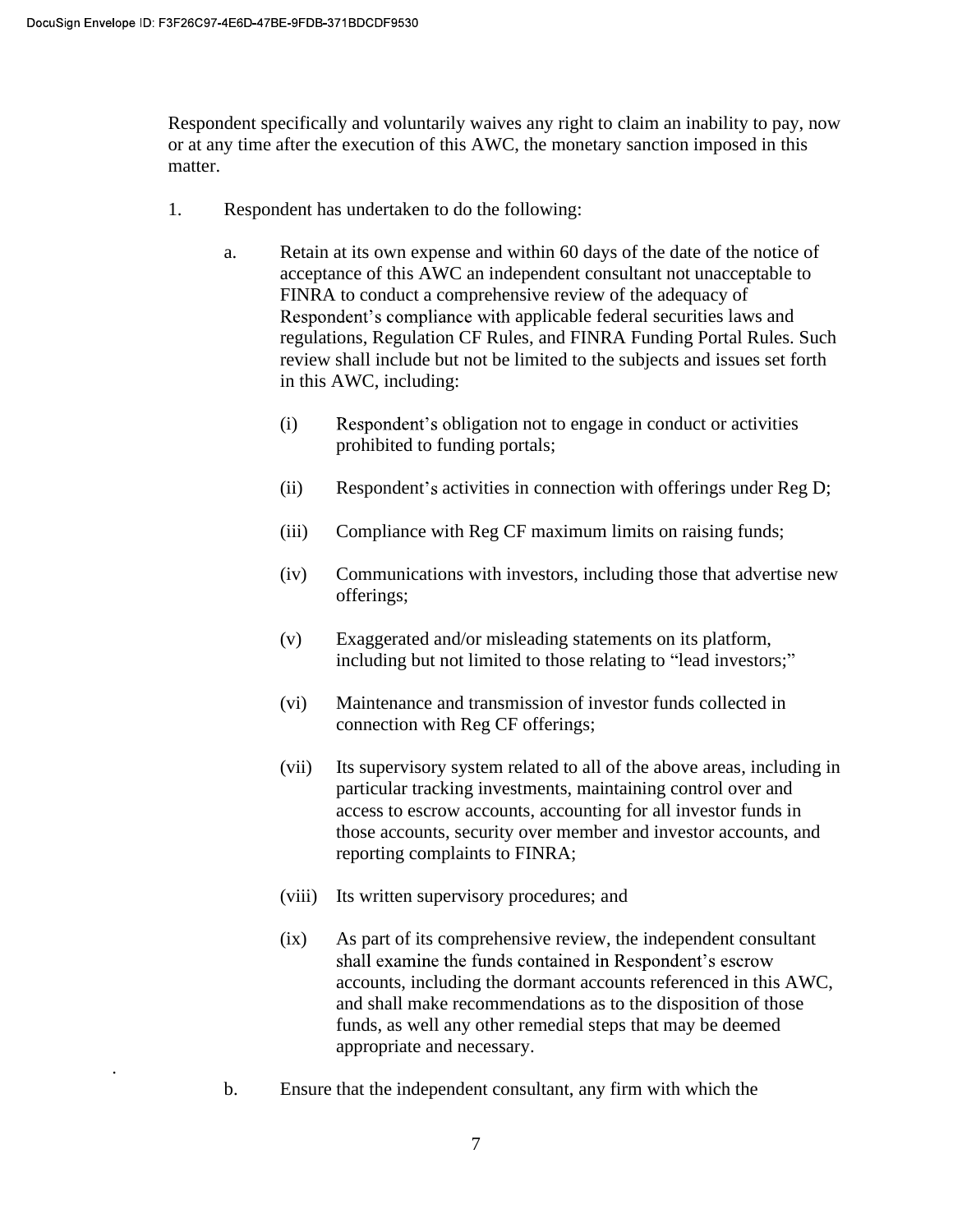Respondent specifically and voluntarily waives any right to claim an inability to pay, now or at any time after the execution of this AWC, the monetary sanction imposed in this matter.

1. Respondent has undertaken to do the following:

   a. Retain at its own expense and within 60 days of the date of the notice of acceptance of this AWC an independent consultant not unacceptable to FINRA to conduct a comprehensive review of the adequacy of Respondent's compliance with applicable federal securities laws and regulations, Regulation CF Rules, and FINRA Funding Portal Rules. Such review shall include but not be limited to the subjects and issues set forth in this AWC, including:

      (i) Respondent's obligation not to engage in conduct or activities prohibited to funding portals;

      (ii) Respondent's activities in connection with offerings under Reg D;

      (iii) Compliance with Reg CF maximum limits on raising funds;

      (iv) Communications with investors, including those that advertise new offerings;

      (v) Exaggerated and/or misleading statements on its platform, including but not limited to those relating to "lead investors;"

      (vi) Maintenance and transmission of investor funds collected in connection with Reg CF offerings;

      (vii) Its supervisory system related to all of the above areas, including in particular tracking investments, maintaining control over and access to escrow accounts, accounting for all investor funds in those accounts, security over member and investor accounts, and reporting complaints to FINRA;

      (viii) Its written supervisory procedures; and

      (ix) As part of its comprehensive review, the independent consultant shall examine the funds contained in Respondent's escrow accounts, including the dormant accounts referenced in this AWC, and shall make recommendations as to the disposition of those funds, as well any other remedial steps that may be deemed appropriate and necessary.

   b. Ensure that the independent consultant, any firm with which the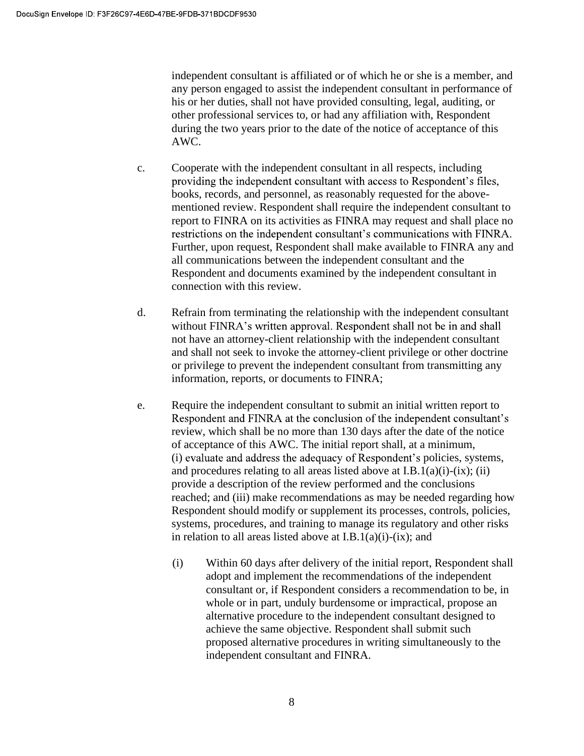independent consultant is affiliated or of which he or she is a member, and any person engaged to assist the independent consultant in performance of his or her duties, shall not have provided consulting, legal, auditing, or other professional services to, or had any affiliation with, Respondent during the two years prior to the date of the notice of acceptance of this AWC.

c. Cooperate with the independent consultant in all respects, including providing the independent consultant with access to Respondent's files, books, records, and personnel, as reasonably requested for the above-mentioned review. Respondent shall require the independent consultant to report to FINRA on its activities as FINRA may request and shall place no restrictions on the independent consultant's communications with FINRA. Further, upon request, Respondent shall make available to FINRA any and all communications between the independent consultant and the Respondent and documents examined by the independent consultant in connection with this review.

d. Refrain from terminating the relationship with the independent consultant without FINRA's written approval. Respondent shall not be in and shall not have an attorney-client relationship with the independent consultant and shall not seek to invoke the attorney-client privilege or other doctrine or privilege to prevent the independent consultant from transmitting any information, reports, or documents to FINRA;

e. Require the independent consultant to submit an initial written report to Respondent and FINRA at the conclusion of the independent consultant's review, which shall be no more than 130 days after the date of the notice of acceptance of this AWC. The initial report shall, at a minimum, (i) evaluate and address the adequacy of Respondent's policies, systems, and procedures relating to all areas listed above at I.B.1(a)(i)-(ix); (ii) provide a description of the review performed and the conclusions reached; and (iii) make recommendations as may be needed regarding how Respondent should modify or supplement its processes, controls, policies, systems, procedures, and training to manage its regulatory and other risks in relation to all areas listed above at I.B.1(a)(i)-(ix); and

   (i) Within 60 days after delivery of the initial report, Respondent shall adopt and implement the recommendations of the independent consultant or, if Respondent considers a recommendation to be, in whole or in part, unduly burdensome or impractical, propose an alternative procedure to the independent consultant designed to achieve the same objective. Respondent shall submit such proposed alternative procedures in writing simultaneously to the independent consultant and FINRA.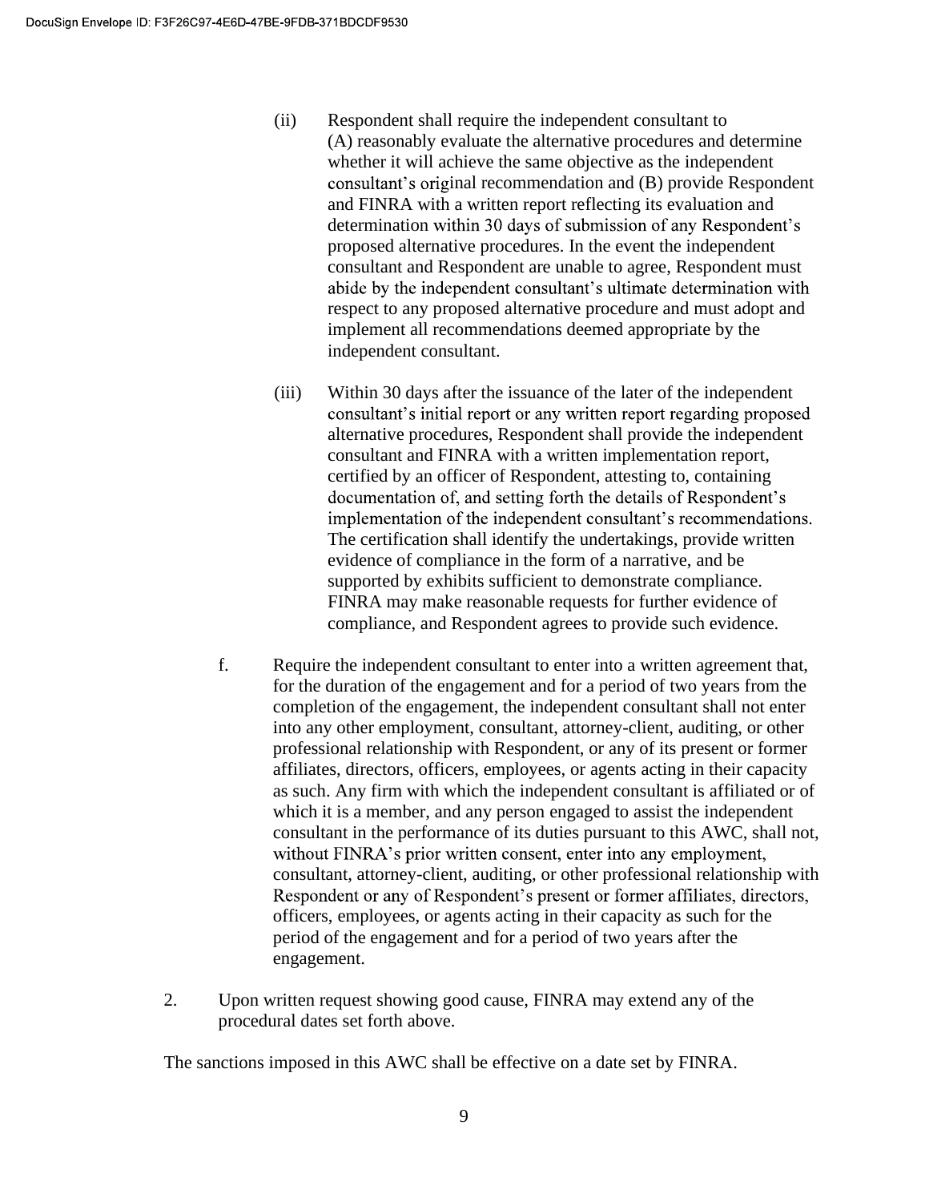(ii) Respondent shall require the independent consultant to (A) reasonably evaluate the alternative procedures and determine whether it will achieve the same objective as the independent consultant's original recommendation and (B) provide Respondent and FINRA with a written report reflecting its evaluation and determination within 30 days of submission of any Respondent's proposed alternative procedures. In the event the independent consultant and Respondent are unable to agree, Respondent must abide by the independent consultant's ultimate determination with respect to any proposed alternative procedure and must adopt and implement all recommendations deemed appropriate by the independent consultant.

(iii) Within 30 days after the issuance of the later of the independent consultant's initial report or any written report regarding proposed alternative procedures, Respondent shall provide the independent consultant and FINRA with a written implementation report, certified by an officer of Respondent, attesting to, containing documentation of, and setting forth the details of Respondent's implementation of the independent consultant's recommendations. The certification shall identify the undertakings, provide written evidence of compliance in the form of a narrative, and be supported by exhibits sufficient to demonstrate compliance. FINRA may make reasonable requests for further evidence of compliance, and Respondent agrees to provide such evidence.

f. Require the independent consultant to enter into a written agreement that, for the duration of the engagement and for a period of two years from the completion of the engagement, the independent consultant shall not enter into any other employment, consultant, attorney-client, auditing, or other professional relationship with Respondent, or any of its present or former affiliates, directors, officers, employees, or agents acting in their capacity as such. Any firm with which the independent consultant is affiliated or of which it is a member, and any person engaged to assist the independent consultant in the performance of its duties pursuant to this AWC, shall not, without FINRA's prior written consent, enter into any employment, consultant, attorney-client, auditing, or other professional relationship with Respondent or any of Respondent's present or former affiliates, directors, officers, employees, or agents acting in their capacity as such for the period of the engagement and for a period of two years after the engagement.

2. Upon written request showing good cause, FINRA may extend any of the procedural dates set forth above.

The sanctions imposed in this AWC shall be effective on a date set by FINRA.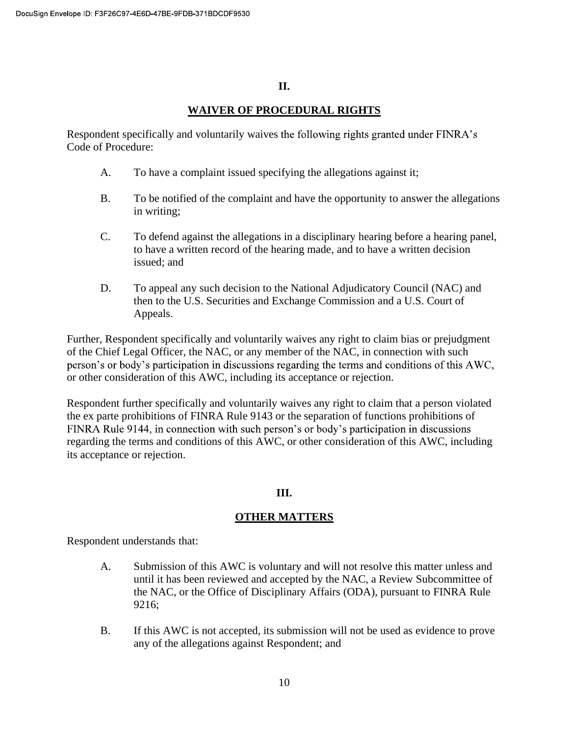## II.

## WAIVER OF PROCEDURAL RIGHTS

Respondent specifically and voluntarily waives the following rights granted under FINRA's Code of Procedure:

A. To have a complaint issued specifying the allegations against it;

B. To be notified of the complaint and have the opportunity to answer the allegations in writing;

C. To defend against the allegations in a disciplinary hearing before a hearing panel, to have a written record of the hearing made, and to have a written decision issued; and

D. To appeal any such decision to the National Adjudicatory Council (NAC) and then to the U.S. Securities and Exchange Commission and a U.S. Court of Appeals.

Further, Respondent specifically and voluntarily waives any right to claim bias or prejudgment of the Chief Legal Officer, the NAC, or any member of the NAC, in connection with such person's or body's participation in discussions regarding the terms and conditions of this AWC, or other consideration of this AWC, including its acceptance or rejection.

Respondent further specifically and voluntarily waives any right to claim that a person violated the ex parte prohibitions of FINRA Rule 9143 or the separation of functions prohibitions of FINRA Rule 9144, in connection with such person's or body's participation in discussions regarding the terms and conditions of this AWC, or other consideration of this AWC, including its acceptance or rejection.

## III.

## OTHER MATTERS

Respondent understands that:

A. Submission of this AWC is voluntary and will not resolve this matter unless and until it has been reviewed and accepted by the NAC, a Review Subcommittee of the NAC, or the Office of Disciplinary Affairs (ODA), pursuant to FINRA Rule 9216;

B. If this AWC is not accepted, its submission will not be used as evidence to prove any of the allegations against Respondent; and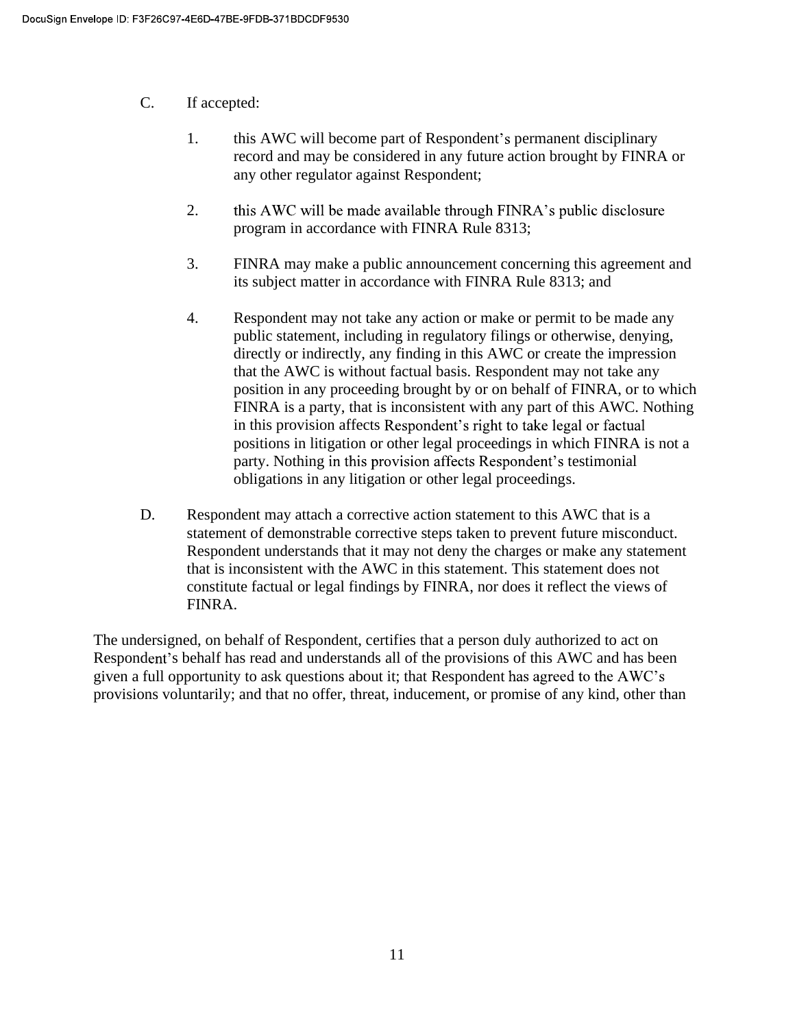C. If accepted:

   1. this AWC will become part of Respondent's permanent disciplinary record and may be considered in any future action brought by FINRA or any other regulator against Respondent;

   2. this AWC will be made available through FINRA's public disclosure program in accordance with FINRA Rule 8313;

   3. FINRA may make a public announcement concerning this agreement and its subject matter in accordance with FINRA Rule 8313; and

   4. Respondent may not take any action or make or permit to be made any public statement, including in regulatory filings or otherwise, denying, directly or indirectly, any finding in this AWC or create the impression that the AWC is without factual basis. Respondent may not take any position in any proceeding brought by or on behalf of FINRA, or to which FINRA is a party, that is inconsistent with any part of this AWC. Nothing in this provision affects Respondent's right to take legal or factual positions in litigation or other legal proceedings in which FINRA is not a party. Nothing in this provision affects Respondent's testimonial obligations in any litigation or other legal proceedings.

D. Respondent may attach a corrective action statement to this AWC that is a statement of demonstrable corrective steps taken to prevent future misconduct. Respondent understands that it may not deny the charges or make any statement that is inconsistent with the AWC in this statement. This statement does not constitute factual or legal findings by FINRA, nor does it reflect the views of FINRA.

The undersigned, on behalf of Respondent, certifies that a person duly authorized to act on Respondent's behalf has read and understands all of the provisions of this AWC and has been given a full opportunity to ask questions about it; that Respondent has agreed to the AWC's provisions voluntarily; and that no offer, threat, inducement, or promise of any kind, other than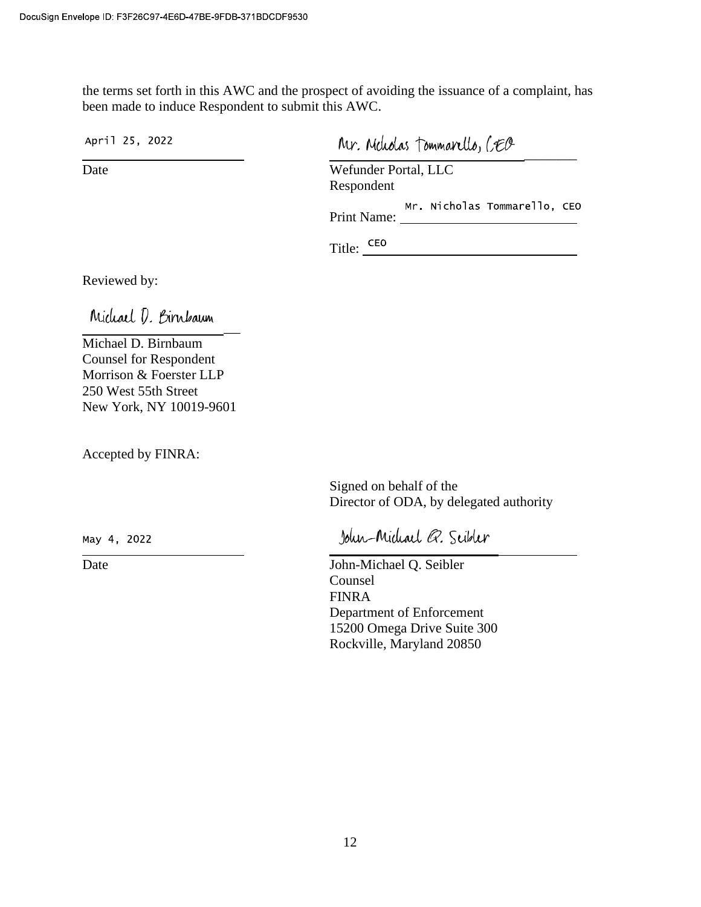DocuSign Envelope ID: F3F26C97-4E6D-47BE-9FDB-371BDCDF9530

the terms set forth in this AWC and the prospect of avoiding the issuance of a complaint, has been made to induce Respondent to submit this AWC.

April 25, 2022
_________________________
Date

Mr. Nicholas Tommarello, CEO
_________________________
Wefunder Portal, LLC
Respondent

Print Name: Mr. Nicholas Tommarello, CEO

Title: CEO

Reviewed by:

Michael D. Birnbaum
_________________________
Michael D. Birnbaum
Counsel for Respondent
Morrison & Foerster LLP
250 West 55th Street
New York, NY 10019-9601

Accepted by FINRA:

Signed on behalf of the
Director of ODA, by delegated authority

May 4, 2022
_________________________
Date

John-Michael Q. Seibler
_________________________
John-Michael Q. Seibler
Counsel
FINRA
Department of Enforcement
15200 Omega Drive Suite 300
Rockville, Maryland 20850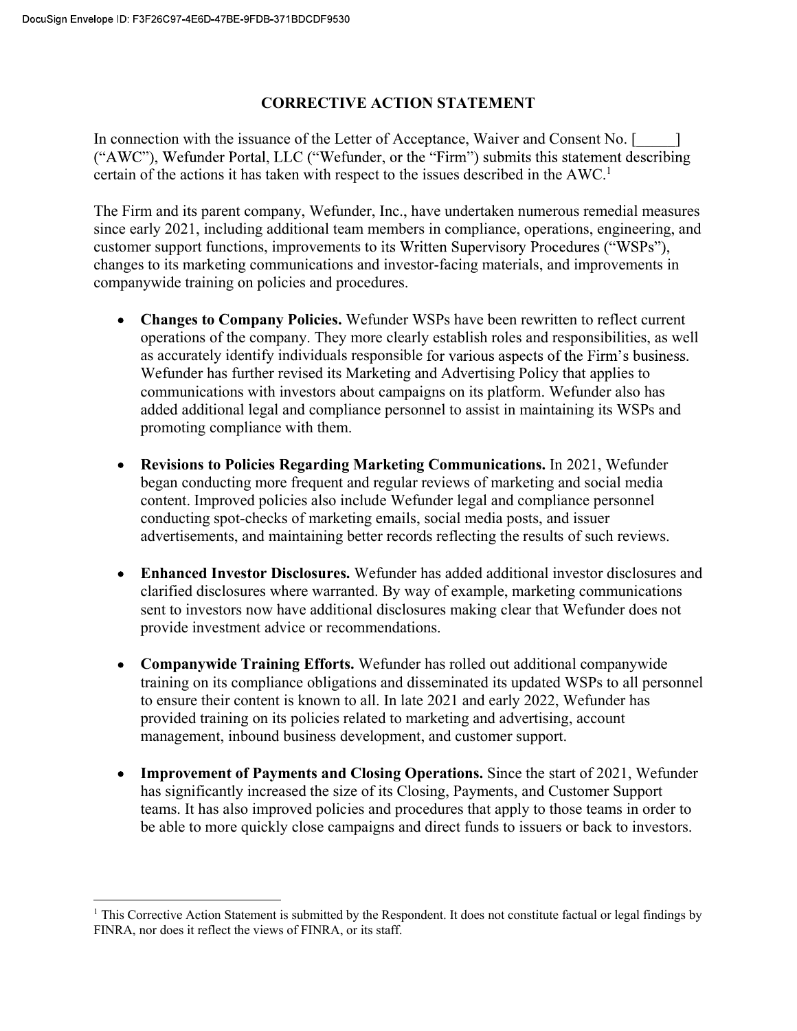# CORRECTIVE ACTION STATEMENT

In connection with the issuance of the Letter of Acceptance, Waiver and Consent No. [_____] ("AWC"), Wefunder Portal, LLC ("Wefunder, or the "Firm") submits this statement describing certain of the actions it has taken with respect to the issues described in the AWC.[1]

The Firm and its parent company, Wefunder, Inc., have undertaken numerous remedial measures since early 2021, including additional team members in compliance, operations, engineering, and customer support functions, improvements to its Written Supervisory Procedures ("WSPs"), changes to its marketing communications and investor-facing materials, and improvements in companywide training on policies and procedures.

- **Changes to Company Policies.** Wefunder WSPs have been rewritten to reflect current operations of the company. They more clearly establish roles and responsibilities, as well as accurately identify individuals responsible for various aspects of the Firm's business. Wefunder has further revised its Marketing and Advertising Policy that applies to communications with investors about campaigns on its platform. Wefunder also has added additional legal and compliance personnel to assist in maintaining its WSPs and promoting compliance with them.

- **Revisions to Policies Regarding Marketing Communications.** In 2021, Wefunder began conducting more frequent and regular reviews of marketing and social media content. Improved policies also include Wefunder legal and compliance personnel conducting spot-checks of marketing emails, social media posts, and issuer advertisements, and maintaining better records reflecting the results of such reviews.

- **Enhanced Investor Disclosures.** Wefunder has added additional investor disclosures and clarified disclosures where warranted. By way of example, marketing communications sent to investors now have additional disclosures making clear that Wefunder does not provide investment advice or recommendations.

- **Companywide Training Efforts.** Wefunder has rolled out additional companywide training on its compliance obligations and disseminated its updated WSPs to all personnel to ensure their content is known to all. In late 2021 and early 2022, Wefunder has provided training on its policies related to marketing and advertising, account management, inbound business development, and customer support.

- **Improvement of Payments and Closing Operations.** Since the start of 2021, Wefunder has significantly increased the size of its Closing, Payments, and Customer Support teams. It has also improved policies and procedures that apply to those teams in order to be able to more quickly close campaigns and direct funds to issuers or back to investors.

[1] This Corrective Action Statement is submitted by the Respondent. It does not constitute factual or legal findings by FINRA, nor does it reflect the views of FINRA, or its staff.